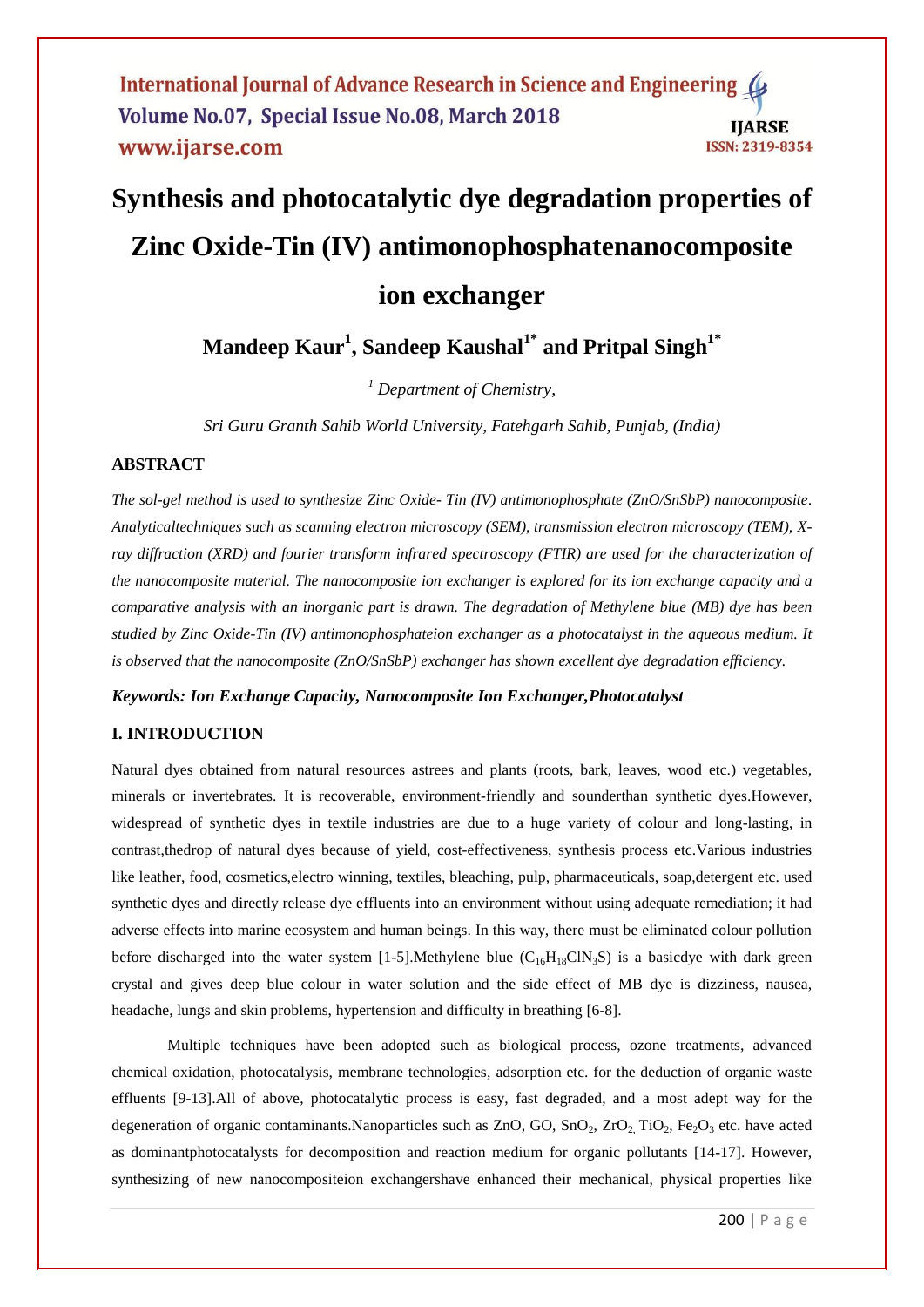# Synthesis and photocatalytic dye degradation properties of Zinc Oxide-Tin (IV) antimonophosphatenanocomposite ion exchanger

**Mandeep Kaur[1], Sandeep Kaushal[1*] and Pritpal Singh[1*]**

*[1] Department of Chemistry,*

*Sri Guru Granth Sahib World University, Fatehgarh Sahib, Punjab, (India)*

## ABSTRACT

*The sol-gel method is used to synthesize Zinc Oxide- Tin (IV) antimonophosphate (ZnO/SnSbP) nanocomposite. Analyticaltechniques such as scanning electron microscopy (SEM), transmission electron microscopy (TEM), X-ray diffraction (XRD) and fourier transform infrared spectroscopy (FTIR) are used for the characterization of the nanocomposite material. The nanocomposite ion exchanger is explored for its ion exchange capacity and a comparative analysis with an inorganic part is drawn. The degradation of Methylene blue (MB) dye has been studied by Zinc Oxide-Tin (IV) antimonophosphateion exchanger as a photocatalyst in the aqueous medium. It is observed that the nanocomposite (ZnO/SnSbP) exchanger has shown excellent dye degradation efficiency.*

***Keywords: Ion Exchange Capacity, Nanocomposite Ion Exchanger,Photocatalyst***

## I. INTRODUCTION

Natural dyes obtained from natural resources astrees and plants (roots, bark, leaves, wood etc.) vegetables, minerals or invertebrates. It is recoverable, environment-friendly and sounderthan synthetic dyes.However, widespread of synthetic dyes in textile industries are due to a huge variety of colour and long-lasting, in contrast,thedrop of natural dyes because of yield, cost-effectiveness, synthesis process etc.Various industries like leather, food, cosmetics,electro winning, textiles, bleaching, pulp, pharmaceuticals, soap,detergent etc. used synthetic dyes and directly release dye effluents into an environment without using adequate remediation; it had adverse effects into marine ecosystem and human beings. In this way, there must be eliminated colour pollution before discharged into the water system [1-5].Methylene blue ($C_{16}H_{18}ClN_3S$) is a basicdye with dark green crystal and gives deep blue colour in water solution and the side effect of MB dye is dizziness, nausea, headache, lungs and skin problems, hypertension and difficulty in breathing [6-8].

Multiple techniques have been adopted such as biological process, ozone treatments, advanced chemical oxidation, photocatalysis, membrane technologies, adsorption etc. for the deduction of organic waste effluents [9-13].All of above, photocatalytic process is easy, fast degraded, and a most adept way for the degeneration of organic contaminants.Nanoparticles such as ZnO, GO, $SnO_2$, $ZrO_2$, $TiO_2$, $Fe_2O_3$ etc. have acted as dominantphotocatalysts for decomposition and reaction medium for organic pollutants [14-17]. However, synthesizing of new nanocompositeion exchangershave enhanced their mechanical, physical properties like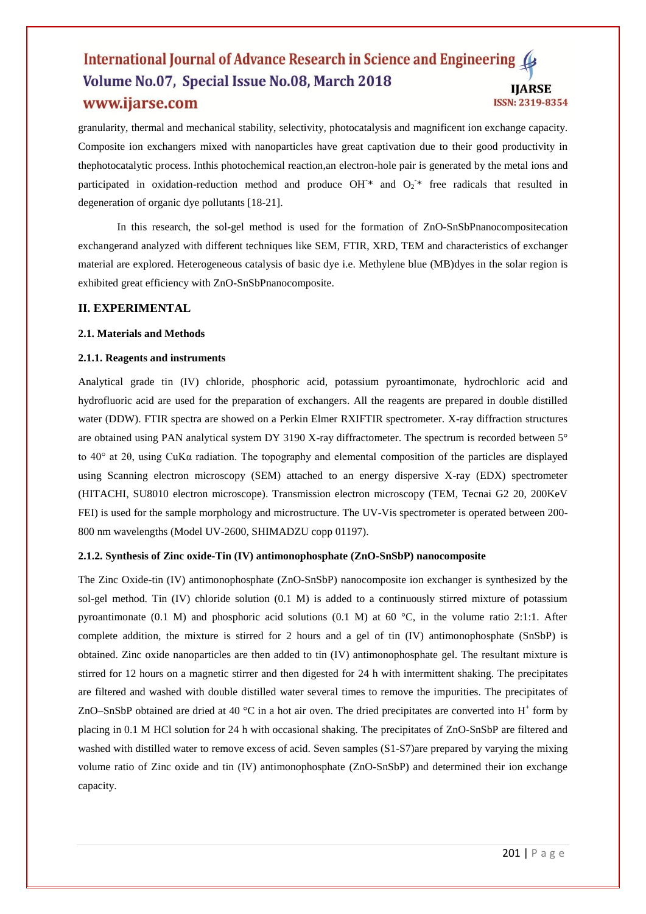granularity, thermal and mechanical stability, selectivity, photocatalysis and magnificent ion exchange capacity. Composite ion exchangers mixed with nanoparticles have great captivation due to their good productivity in thephotocatalytic process. Inthis photochemical reaction,an electron-hole pair is generated by the metal ions and participated in oxidation-reduction method and produce $OH^{-}$* and $O_2^{-}$* free radicals that resulted in degeneration of organic dye pollutants [18-21].

In this research, the sol-gel method is used for the formation of ZnO-SnSbPnanocompositecation exchangerand analyzed with different techniques like SEM, FTIR, XRD, TEM and characteristics of exchanger material are explored. Heterogeneous catalysis of basic dye i.e. Methylene blue (MB)dyes in the solar region is exhibited great efficiency with ZnO-SnSbPnanocomposite.

## II. EXPERIMENTAL

### 2.1. Materials and Methods

#### 2.1.1. Reagents and instruments

Analytical grade tin (IV) chloride, phosphoric acid, potassium pyroantimonate, hydrochloric acid and hydrofluoric acid are used for the preparation of exchangers. All the reagents are prepared in double distilled water (DDW). FTIR spectra are showed on a Perkin Elmer RXIFTIR spectrometer. X-ray diffraction structures are obtained using PAN analytical system DY 3190 X-ray diffractometer. The spectrum is recorded between 5° to 40° at 2θ, using CuKα radiation. The topography and elemental composition of the particles are displayed using Scanning electron microscopy (SEM) attached to an energy dispersive X-ray (EDX) spectrometer (HITACHI, SU8010 electron microscope). Transmission electron microscopy (TEM, Tecnai G2 20, 200KeV FEI) is used for the sample morphology and microstructure. The UV-Vis spectrometer is operated between 200-800 nm wavelengths (Model UV-2600, SHIMADZU copp 01197).

#### 2.1.2. Synthesis of Zinc oxide-Tin (IV) antimonophosphate (ZnO-SnSbP) nanocomposite

The Zinc Oxide-tin (IV) antimonophosphate (ZnO-SnSbP) nanocomposite ion exchanger is synthesized by the sol-gel method. Tin (IV) chloride solution (0.1 M) is added to a continuously stirred mixture of potassium pyroantimonate (0.1 M) and phosphoric acid solutions (0.1 M) at 60 °C, in the volume ratio 2:1:1. After complete addition, the mixture is stirred for 2 hours and a gel of tin (IV) antimonophosphate (SnSbP) is obtained. Zinc oxide nanoparticles are then added to tin (IV) antimonophosphate gel. The resultant mixture is stirred for 12 hours on a magnetic stirrer and then digested for 24 h with intermittent shaking. The precipitates are filtered and washed with double distilled water several times to remove the impurities. The precipitates of ZnO–SnSbP obtained are dried at 40 °C in a hot air oven. The dried precipitates are converted into $H^{+}$ form by placing in 0.1 M HCl solution for 24 h with occasional shaking. The precipitates of ZnO-SnSbP are filtered and washed with distilled water to remove excess of acid. Seven samples (S1-S7)are prepared by varying the mixing volume ratio of Zinc oxide and tin (IV) antimonophosphate (ZnO-SnSbP) and determined their ion exchange capacity.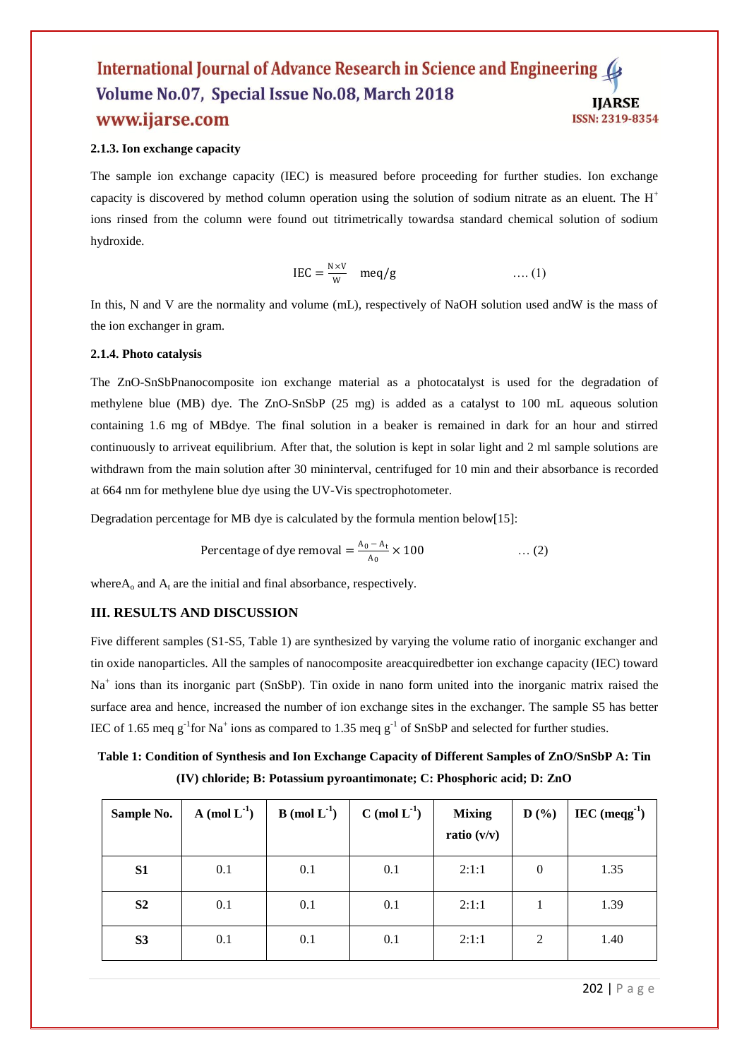#### 2.1.3. Ion exchange capacity

The sample ion exchange capacity (IEC) is measured before proceeding for further studies. Ion exchange capacity is discovered by method column operation using the solution of sodium nitrate as an eluent. The $H^+$ ions rinsed from the column were found out titrimetrically towardsa standard chemical solution of sodium hydroxide.

$$\text{IEC} = \frac{N \times V}{W} \quad \text{meq/g} \qquad \text{.... (1)}$$

In this, N and V are the normality and volume (mL), respectively of NaOH solution used andW is the mass of the ion exchanger in gram.

#### 2.1.4. Photo catalysis

The ZnO-SnSbPnanocomposite ion exchange material as a photocatalyst is used for the degradation of methylene blue (MB) dye. The ZnO-SnSbP (25 mg) is added as a catalyst to 100 mL aqueous solution containing 1.6 mg of MBdye. The final solution in a beaker is remained in dark for an hour and stirred continuously to arriveat equilibrium. After that, the solution is kept in solar light and 2 ml sample solutions are withdrawn from the main solution after 30 mininterval, centrifuged for 10 min and their absorbance is recorded at 664 nm for methylene blue dye using the UV-Vis spectrophotometer.

Degradation percentage for MB dye is calculated by the formula mention below[15]:

$$\text{Percentage of dye removal} = \frac{A_0 - A_t}{A_0} \times 100 \qquad \text{... (2)}$$

where$A_o$ and $A_t$ are the initial and final absorbance, respectively.

## III. RESULTS AND DISCUSSION

Five different samples (S1-S5, Table 1) are synthesized by varying the volume ratio of inorganic exchanger and tin oxide nanoparticles. All the samples of nanocomposite areacquiredbetter ion exchange capacity (IEC) toward $Na^+$ ions than its inorganic part (SnSbP). Tin oxide in nano form united into the inorganic matrix raised the surface area and hence, increased the number of ion exchange sites in the exchanger. The sample S5 has better IEC of 1.65 meq $g^{-1}$for $Na^+$ ions as compared to 1.35 meq $g^{-1}$ of SnSbP and selected for further studies.

**Table 1: Condition of Synthesis and Ion Exchange Capacity of Different Samples of ZnO/SnSbP A: Tin (IV) chloride; B: Potassium pyroantimonate; C: Phosphoric acid; D: ZnO**

| Sample No. | A (mol $L^{-1}$) | B (mol $L^{-1}$) | C (mol $L^{-1}$) | Mixing ratio (v/v) | D (%) | IEC (meq$g^{-1}$) |
|---|---|---|---|---|---|---|
| **S1** | 0.1 | 0.1 | 0.1 | 2:1:1 | 0 | 1.35 |
| **S2** | 0.1 | 0.1 | 0.1 | 2:1:1 | 1 | 1.39 |
| **S3** | 0.1 | 0.1 | 0.1 | 2:1:1 | 2 | 1.40 |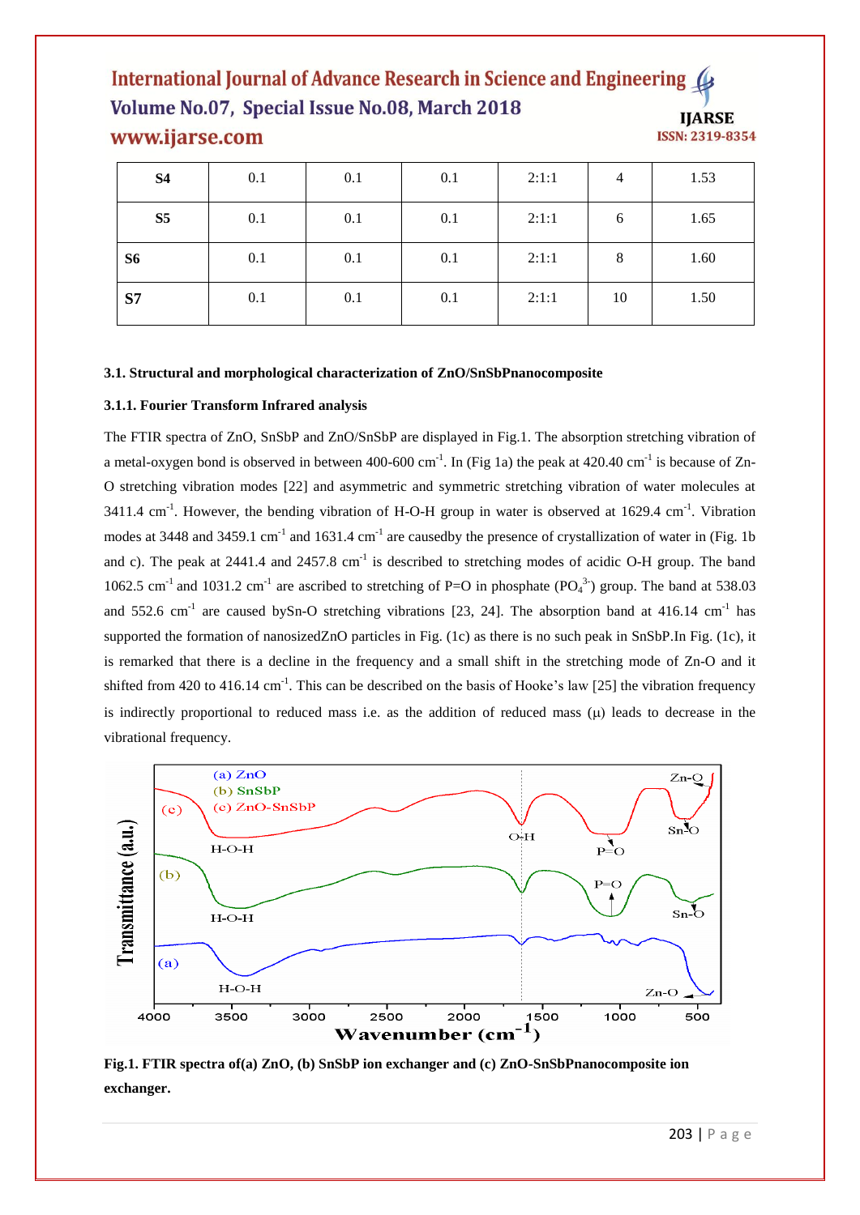| S4 | 0.1 | 0.1 | 0.1 | 2:1:1 | 4 | 1.53 |
|---|---|---|---|---|---|---|
| S5 | 0.1 | 0.1 | 0.1 | 2:1:1 | 6 | 1.65 |
| S6 | 0.1 | 0.1 | 0.1 | 2:1:1 | 8 | 1.60 |
| S7 | 0.1 | 0.1 | 0.1 | 2:1:1 | 10 | 1.50 |

**3.1. Structural and morphological characterization of ZnO/SnSbPnanocomposite**

**3.1.1. Fourier Transform Infrared analysis**

The FTIR spectra of ZnO, SnSbP and ZnO/SnSbP are displayed in Fig.1. The absorption stretching vibration of a metal-oxygen bond is observed in between 400-600 $cm^{-1}$. In (Fig 1a) the peak at 420.40 $cm^{-1}$ is because of Zn-O stretching vibration modes [22] and asymmetric and symmetric stretching vibration of water molecules at 3411.4 $cm^{-1}$. However, the bending vibration of H-O-H group in water is observed at 1629.4 $cm^{-1}$. Vibration modes at 3448 and 3459.1 $cm^{-1}$ and 1631.4 $cm^{-1}$ are causedby the presence of crystallization of water in (Fig. 1b and c). The peak at 2441.4 and 2457.8 $cm^{-1}$ is described to stretching modes of acidic O-H group. The band 1062.5 $cm^{-1}$ and 1031.2 $cm^{-1}$ are ascribed to stretching of P=O in phosphate ($PO_4^{3-}$) group. The band at 538.03 and 552.6 $cm^{-1}$ are caused bySn-O stretching vibrations [23, 24]. The absorption band at 416.14 $cm^{-1}$ has supported the formation of nanosizedZnO particles in Fig. (1c) as there is no such peak in SnSbP.In Fig. (1c), it is remarked that there is a decline in the frequency and a small shift in the stretching mode of Zn-O and it shifted from 420 to 416.14 $cm^{-1}$. This can be described on the basis of Hooke's law [25] the vibration frequency is indirectly proportional to reduced mass i.e. as the addition of reduced mass ($\mu$) leads to decrease in the vibrational frequency.

**Fig.1. FTIR spectra of(a) ZnO, (b) SnSbP ion exchanger and (c) ZnO-SnSbPnanocomposite ion exchanger.**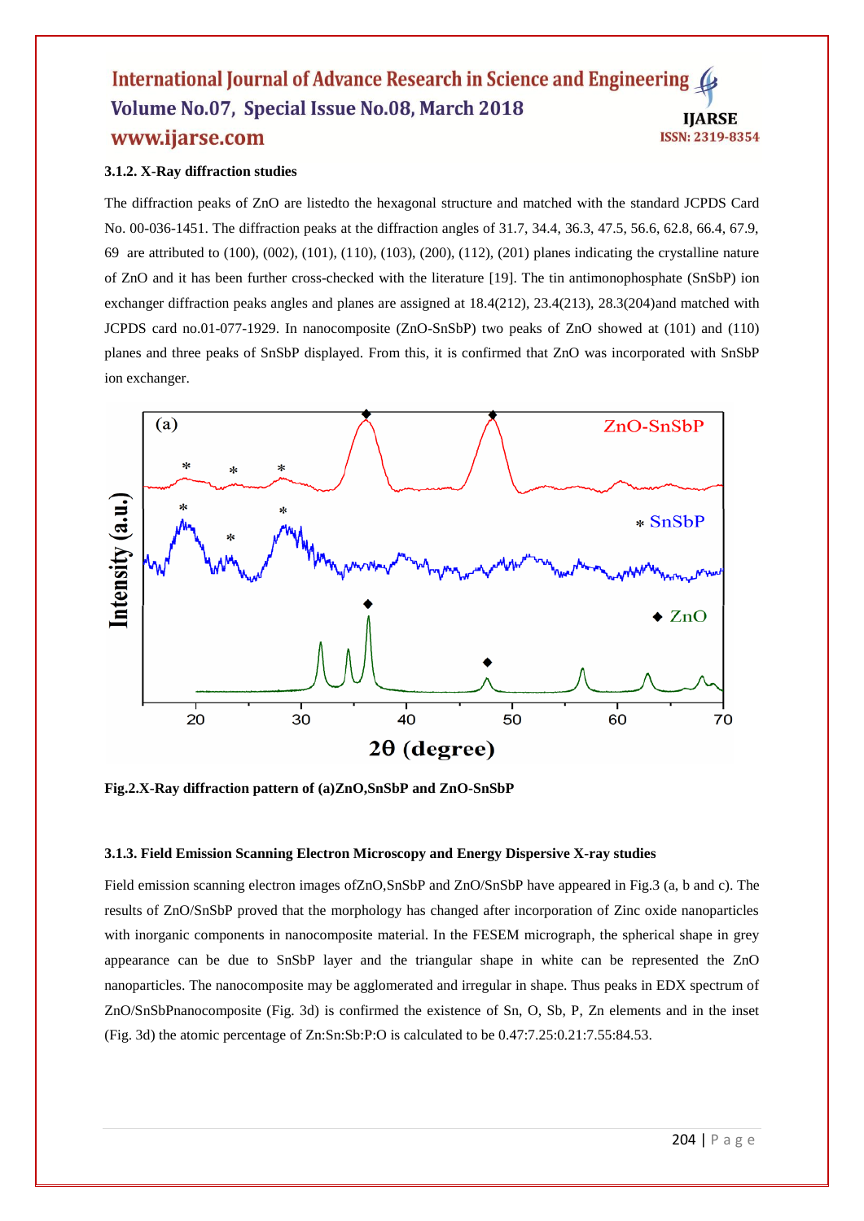### 3.1.2. X-Ray diffraction studies

The diffraction peaks of ZnO are listedto the hexagonal structure and matched with the standard JCPDS Card No. 00-036-1451. The diffraction peaks at the diffraction angles of 31.7, 34.4, 36.3, 47.5, 56.6, 62.8, 66.4, 67.9, 69 are attributed to (100), (002), (101), (110), (103), (200), (112), (201) planes indicating the crystalline nature of ZnO and it has been further cross-checked with the literature [19]. The tin antimonophosphate (SnSbP) ion exchanger diffraction peaks angles and planes are assigned at 18.4(212), 23.4(213), 28.3(204)and matched with JCPDS card no.01-077-1929. In nanocomposite (ZnO-SnSbP) two peaks of ZnO showed at (101) and (110) planes and three peaks of SnSbP displayed. From this, it is confirmed that ZnO was incorporated with SnSbP ion exchanger.

**Fig.2.X-Ray diffraction pattern of (a)ZnO,SnSbP and ZnO-SnSbP**

### 3.1.3. Field Emission Scanning Electron Microscopy and Energy Dispersive X-ray studies

Field emission scanning electron images ofZnO,SnSbP and ZnO/SnSbP have appeared in Fig.3 (a, b and c). The results of ZnO/SnSbP proved that the morphology has changed after incorporation of Zinc oxide nanoparticles with inorganic components in nanocomposite material. In the FESEM micrograph, the spherical shape in grey appearance can be due to SnSbP layer and the triangular shape in white can be represented the ZnO nanoparticles. The nanocomposite may be agglomerated and irregular in shape. Thus peaks in EDX spectrum of ZnO/SnSbPnanocomposite (Fig. 3d) is confirmed the existence of Sn, O, Sb, P, Zn elements and in the inset (Fig. 3d) the atomic percentage of Zn:Sn:Sb:P:O is calculated to be 0.47:7.25:0.21:7.55:84.53.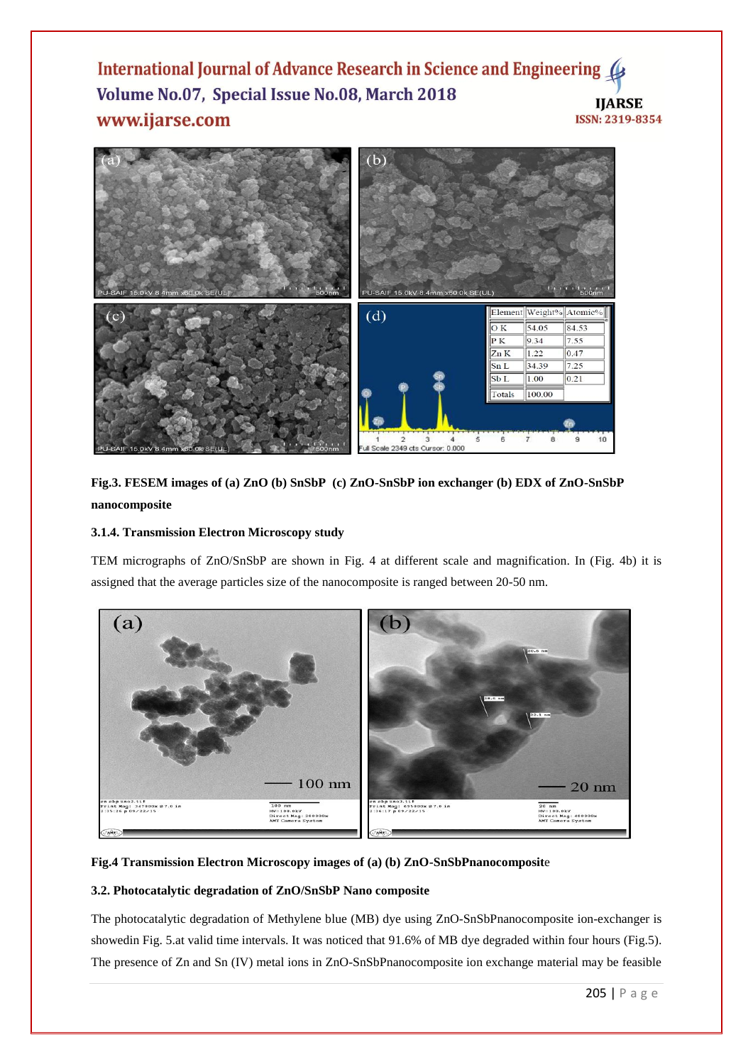**Fig.3. FESEM images of (a) ZnO (b) SnSbP (c) ZnO-SnSbP ion exchanger (b) EDX of ZnO-SnSbP nanocomposite**

### 3.1.4. Transmission Electron Microscopy study

TEM micrographs of ZnO/SnSbP are shown in Fig. 4 at different scale and magnification. In (Fig. 4b) it is assigned that the average particles size of the nanocomposite is ranged between 20-50 nm.

**Fig.4 Transmission Electron Microscopy images of (a) (b) ZnO-SnSbPnanocomposit**e

### 3.2. Photocatalytic degradation of ZnO/SnSbP Nano composite

The photocatalytic degradation of Methylene blue (MB) dye using ZnO-SnSbPnanocomposite ion-exchanger is showedin Fig. 5.at valid time intervals. It was noticed that 91.6% of MB dye degraded within four hours (Fig.5). The presence of Zn and Sn (IV) metal ions in ZnO-SnSbPnanocomposite ion exchange material may be feasible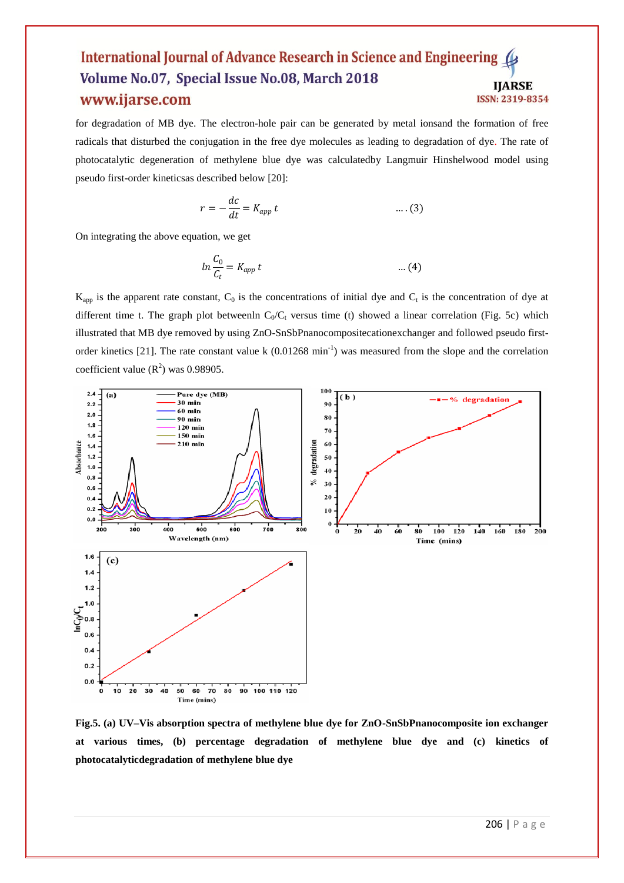for degradation of MB dye. The electron-hole pair can be generated by metal ionsand the formation of free radicals that disturbed the conjugation in the free dye molecules as leading to degradation of dye. The rate of photocatalytic degeneration of methylene blue dye was calculatedby Langmuir Hinshelwood model using pseudo first-order kineticsas described below [20]:

$$r = -\frac{dc}{dt} = K_{app}\, t \qquad \text{.... (3)}$$

On integrating the above equation, we get

$$ln\,\frac{C_0}{C_t} = K_{app}\, t \qquad \text{... (4)}$$

$K_{app}$ is the apparent rate constant, $C_0$ is the concentrations of initial dye and $C_t$ is the concentration of dye at different time t. The graph plot betweenln $C_0/C_t$ versus time (t) showed a linear correlation (Fig. 5c) which illustrated that MB dye removed by using ZnO-SnSbPnanocompositecationexchanger and followed pseudo first-order kinetics [21]. The rate constant value k (0.01268 $min^{-1}$) was measured from the slope and the correlation coefficient value ($R^2$) was 0.98905.

**Fig.5. (a) UV–Vis absorption spectra of methylene blue dye for ZnO-SnSbPnanocomposite ion exchanger at various times, (b) percentage degradation of methylene blue dye and (c) kinetics of photocatalyticdegradation of methylene blue dye**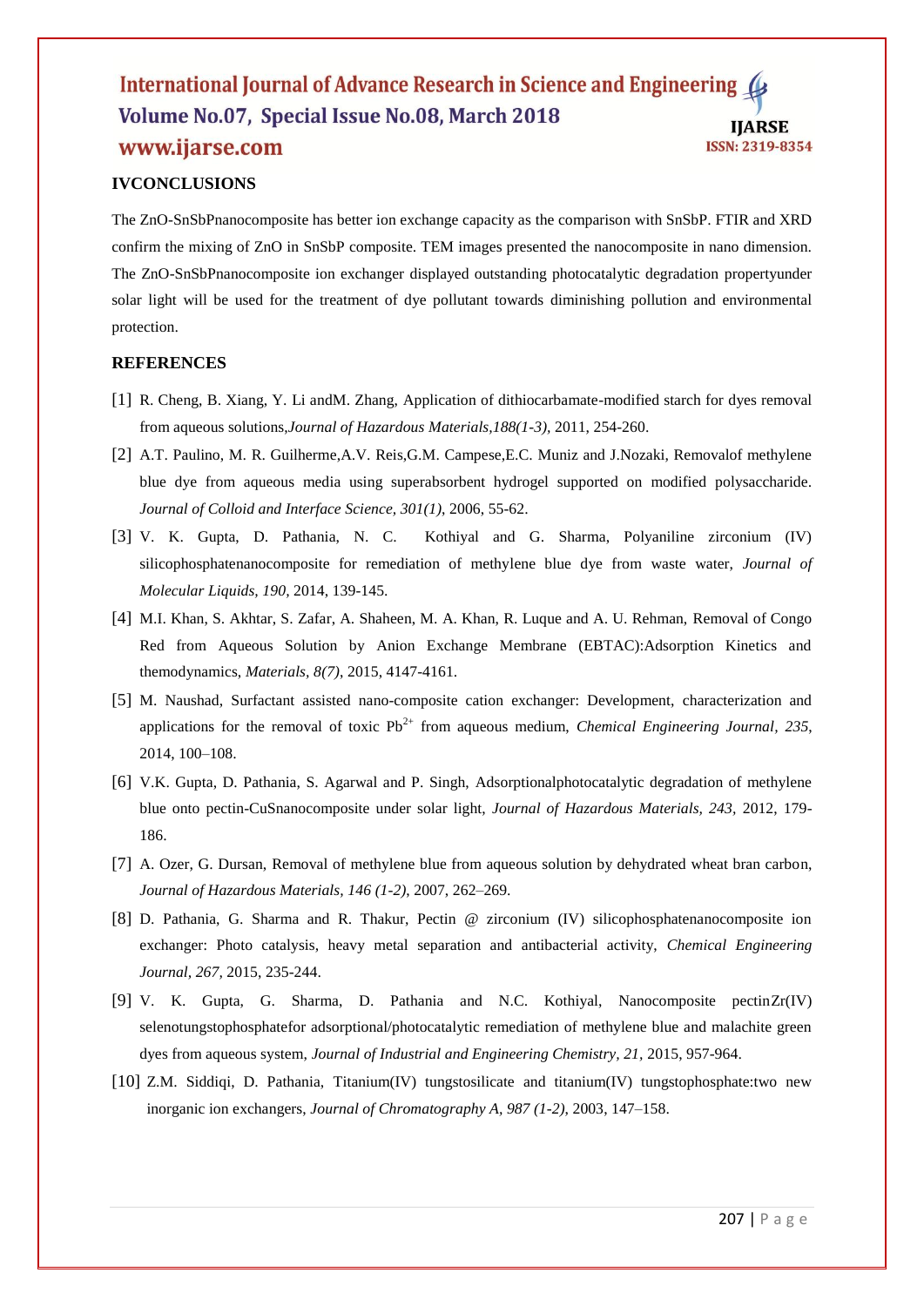## IVCONCLUSIONS

The ZnO-SnSbPnanocomposite has better ion exchange capacity as the comparison with SnSbP. FTIR and XRD confirm the mixing of ZnO in SnSbP composite. TEM images presented the nanocomposite in nano dimension. The ZnO-SnSbPnanocomposite ion exchanger displayed outstanding photocatalytic degradation propertyunder solar light will be used for the treatment of dye pollutant towards diminishing pollution and environmental protection.

## REFERENCES

[1] R. Cheng, B. Xiang, Y. Li andM. Zhang, Application of dithiocarbamate-modified starch for dyes removal from aqueous solutions,*Journal of Hazardous Materials,188(1-3),* 2011, 254-260.

[2] A.T. Paulino, M. R. Guilherme,A.V. Reis,G.M. Campese,E.C. Muniz and J.Nozaki, Removalof methylene blue dye from aqueous media using superabsorbent hydrogel supported on modified polysaccharide. *Journal of Colloid and Interface Science, 301(1)*, 2006, 55-62.

[3] V. K. Gupta, D. Pathania, N. C. Kothiyal and G. Sharma, Polyaniline zirconium (IV) silicophosphatenanocomposite for remediation of methylene blue dye from waste water, *Journal of Molecular Liquids, 190,* 2014, 139-145.

[4] M.I. Khan, S. Akhtar, S. Zafar, A. Shaheen, M. A. Khan, R. Luque and A. U. Rehman, Removal of Congo Red from Aqueous Solution by Anion Exchange Membrane (EBTAC):Adsorption Kinetics and themodynamics, *Materials, 8(7)*, 2015, 4147-4161.

[5] M. Naushad, Surfactant assisted nano-composite cation exchanger: Development, characterization and applications for the removal of toxic $Pb^{2+}$ from aqueous medium, *Chemical Engineering Journal, 235*, 2014, 100–108.

[6] V.K. Gupta, D. Pathania, S. Agarwal and P. Singh, Adsorptionalphotocatalytic degradation of methylene blue onto pectin-CuSnanocomposite under solar light, *Journal of Hazardous Materials, 243*, 2012, 179-186.

[7] A. Ozer, G. Dursan, Removal of methylene blue from aqueous solution by dehydrated wheat bran carbon, *Journal of Hazardous Materials, 146 (1-2),* 2007, 262–269.

[8] D. Pathania, G. Sharma and R. Thakur, Pectin @ zirconium (IV) silicophosphatenanocomposite ion exchanger: Photo catalysis, heavy metal separation and antibacterial activity, *Chemical Engineering Journal, 267,* 2015, 235-244.

[9] V. K. Gupta, G. Sharma, D. Pathania and N.C. Kothiyal, Nanocomposite pectinZr(IV) selenotungstophosphatefor adsorptional/photocatalytic remediation of methylene blue and malachite green dyes from aqueous system, *Journal of Industrial and Engineering Chemistry, 21*, 2015, 957-964.

[10] Z.M. Siddiqi, D. Pathania, Titanium(IV) tungstosilicate and titanium(IV) tungstophosphate:two new inorganic ion exchangers, *Journal of Chromatography A, 987 (1-2)*, 2003, 147–158.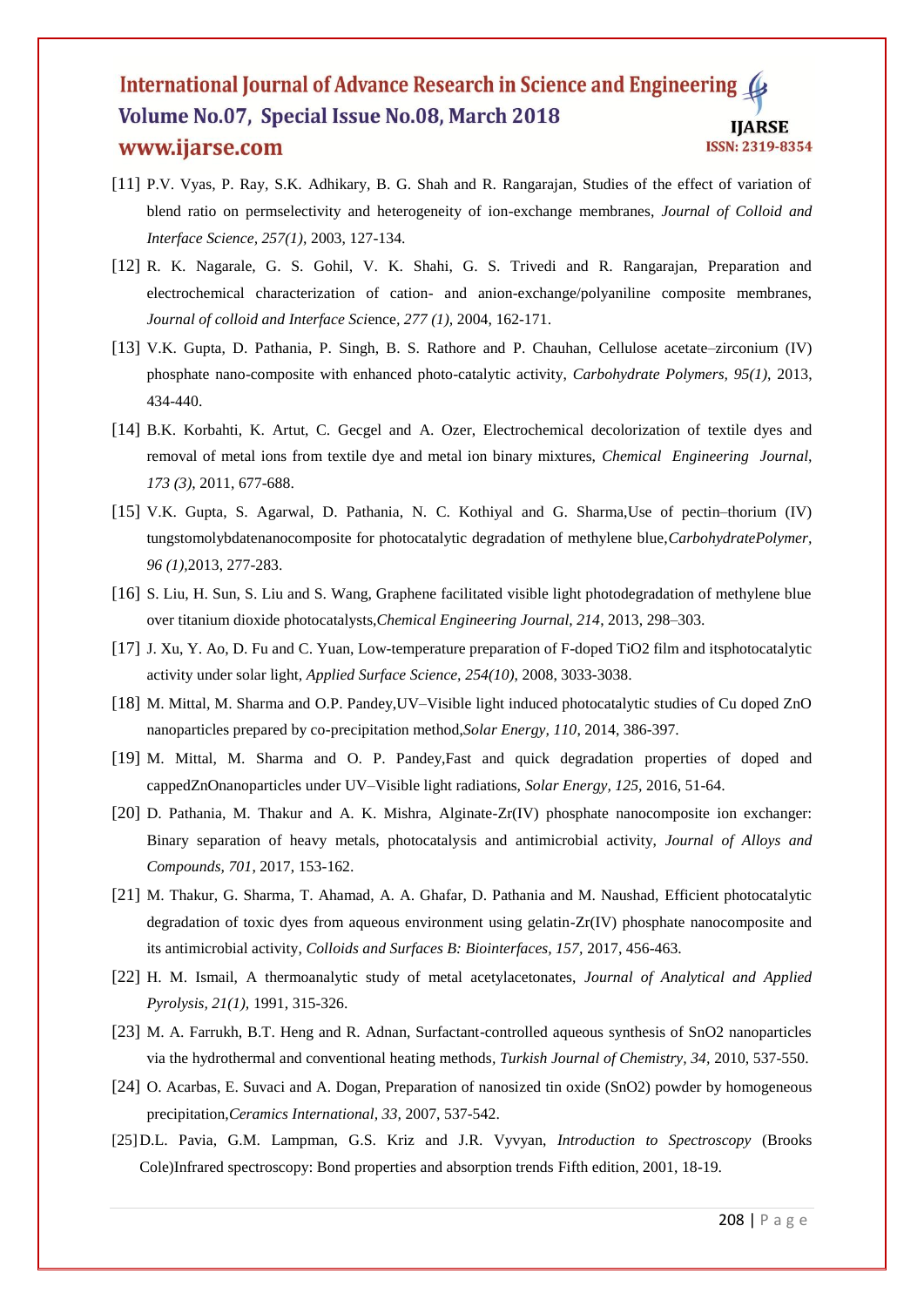[11] P.V. Vyas, P. Ray, S.K. Adhikary, B. G. Shah and R. Rangarajan, Studies of the effect of variation of blend ratio on permselectivity and heterogeneity of ion-exchange membranes, *Journal of Colloid and Interface Science, 257(1)*, 2003, 127-134.

[12] R. K. Nagarale, G. S. Gohil, V. K. Shahi, G. S. Trivedi and R. Rangarajan, Preparation and electrochemical characterization of cation- and anion-exchange/polyaniline composite membranes, *Journal of colloid and Interface Sci*ence*, 277 (1)*, 2004, 162-171.

[13] V.K. Gupta, D. Pathania, P. Singh, B. S. Rathore and P. Chauhan, Cellulose acetate–zirconium (IV) phosphate nano-composite with enhanced photo-catalytic activity, *Carbohydrate Polymers, 95(1)*, 2013, 434-440.

[14] B.K. Korbahti, K. Artut, C. Gecgel and A. Ozer, Electrochemical decolorization of textile dyes and removal of metal ions from textile dye and metal ion binary mixtures, *Chemical Engineering Journal, 173 (3)*, 2011, 677-688.

[15] V.K. Gupta, S. Agarwal, D. Pathania, N. C. Kothiyal and G. Sharma,Use of pectin–thorium (IV) tungstomolybdatenanocomposite for photocatalytic degradation of methylene blue,*CarbohydratePolymer, 96 (1)*,2013, 277-283.

[16] S. Liu, H. Sun, S. Liu and S. Wang, Graphene facilitated visible light photodegradation of methylene blue over titanium dioxide photocatalysts,*Chemical Engineering Journal, 214*, 2013, 298–303.

[17] J. Xu, Y. Ao, D. Fu and C. Yuan, Low-temperature preparation of F-doped TiO2 film and itsphotocatalytic activity under solar light*, Applied Surface Science, 254(10)*, 2008, 3033-3038.

[18] M. Mittal, M. Sharma and O.P. Pandey,UV–Visible light induced photocatalytic studies of Cu doped ZnO nanoparticles prepared by co-precipitation method,*Solar Energy, 110*, 2014, 386-397.

[19] M. Mittal, M. Sharma and O. P. Pandey,Fast and quick degradation properties of doped and cappedZnOnanoparticles under UV–Visible light radiations*, Solar Energy, 125*, 2016, 51-64.

[20] D. Pathania, M. Thakur and A. K. Mishra, Alginate-Zr(IV) phosphate nanocomposite ion exchanger: Binary separation of heavy metals, photocatalysis and antimicrobial activity, *Journal of Alloys and Compounds, 701*, 2017, 153-162.

[21] M. Thakur, G. Sharma, T. Ahamad, A. A. Ghafar, D. Pathania and M. Naushad, Efficient photocatalytic degradation of toxic dyes from aqueous environment using gelatin-Zr(IV) phosphate nanocomposite and its antimicrobial activity, *Colloids and Surfaces B: Biointerfaces, 157*, 2017, 456-463.

[22] H. M. Ismail, A thermoanalytic study of metal acetylacetonates, *Journal of Analytical and Applied Pyrolysis, 21(1),* 1991, 315-326.

[23] M. A. Farrukh, B.T. Heng and R. Adnan, Surfactant-controlled aqueous synthesis of SnO2 nanoparticles via the hydrothermal and conventional heating methods*, Turkish Journal of Chemistry, 34*, 2010, 537-550.

[24] O. Acarbas, E. Suvaci and A. Dogan, Preparation of nanosized tin oxide (SnO2) powder by homogeneous precipitation,*Ceramics International, 33*, 2007, 537-542.

[25] D.L. Pavia, G.M. Lampman, G.S. Kriz and J.R. Vyvyan, *Introduction to Spectroscopy* (Brooks Cole)Infrared spectroscopy: Bond properties and absorption trends Fifth edition, 2001, 18-19.